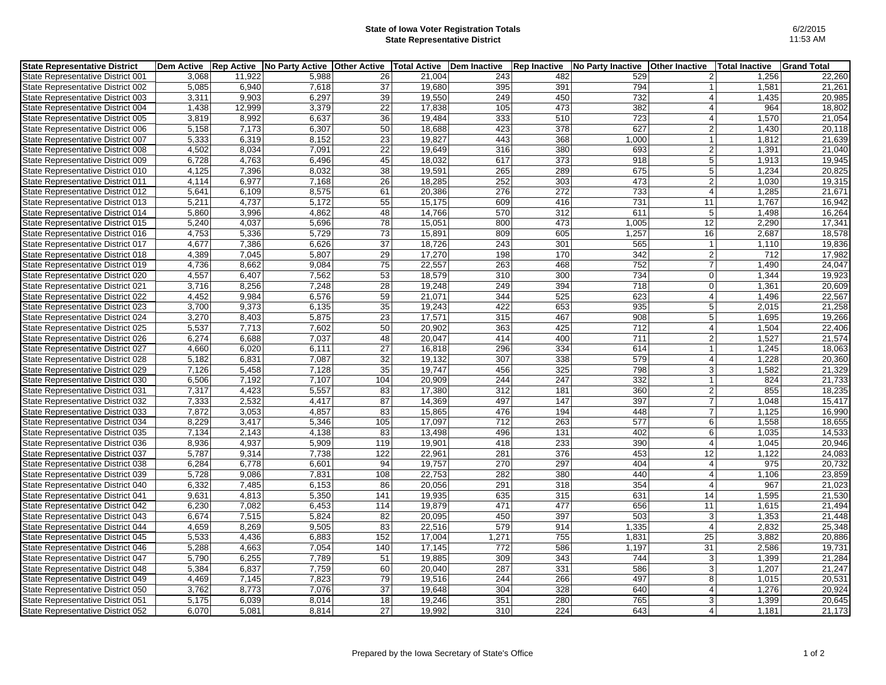**State of Iowa Voter Registration Totals**
**State Representative District**

6/2/2015
11:53 AM

| State Representative District | Dem Active | Rep Active | No Party Active | Other Active | Total Active | Dem Inactive | Rep Inactive | No Party Inactive | Other Inactive | Total Inactive | Grand Total |
|---|---|---|---|---|---|---|---|---|---|---|---|
| State Representative District 001 | 3,068 | 11,922 | 5,988 | 26 | 21,004 | 243 | 482 | 529 | 2 | 1,256 | 22,260 |
| State Representative District 002 | 5,085 | 6,940 | 7,618 | 37 | 19,680 | 395 | 391 | 794 | 1 | 1,581 | 21,261 |
| State Representative District 003 | 3,311 | 9,903 | 6,297 | 39 | 19,550 | 249 | 450 | 732 | 4 | 1,435 | 20,985 |
| State Representative District 004 | 1,438 | 12,999 | 3,379 | 22 | 17,838 | 105 | 473 | 382 | 4 | 964 | 18,802 |
| State Representative District 005 | 3,819 | 8,992 | 6,637 | 36 | 19,484 | 333 | 510 | 723 | 4 | 1,570 | 21,054 |
| State Representative District 006 | 5,158 | 7,173 | 6,307 | 50 | 18,688 | 423 | 378 | 627 | 2 | 1,430 | 20,118 |
| State Representative District 007 | 5,333 | 6,319 | 8,152 | 23 | 19,827 | 443 | 368 | 1,000 | 1 | 1,812 | 21,639 |
| State Representative District 008 | 4,502 | 8,034 | 7,091 | 22 | 19,649 | 316 | 380 | 693 | 2 | 1,391 | 21,040 |
| State Representative District 009 | 6,728 | 4,763 | 6,496 | 45 | 18,032 | 617 | 373 | 918 | 5 | 1,913 | 19,945 |
| State Representative District 010 | 4,125 | 7,396 | 8,032 | 38 | 19,591 | 265 | 289 | 675 | 5 | 1,234 | 20,825 |
| State Representative District 011 | 4,114 | 6,977 | 7,168 | 26 | 18,285 | 252 | 303 | 473 | 2 | 1,030 | 19,315 |
| State Representative District 012 | 5,641 | 6,109 | 8,575 | 61 | 20,386 | 276 | 272 | 733 | 4 | 1,285 | 21,671 |
| State Representative District 013 | 5,211 | 4,737 | 5,172 | 55 | 15,175 | 609 | 416 | 731 | 11 | 1,767 | 16,942 |
| State Representative District 014 | 5,860 | 3,996 | 4,862 | 48 | 14,766 | 570 | 312 | 611 | 5 | 1,498 | 16,264 |
| State Representative District 015 | 5,240 | 4,037 | 5,696 | 78 | 15,051 | 800 | 473 | 1,005 | 12 | 2,290 | 17,341 |
| State Representative District 016 | 4,753 | 5,336 | 5,729 | 73 | 15,891 | 809 | 605 | 1,257 | 16 | 2,687 | 18,578 |
| State Representative District 017 | 4,677 | 7,386 | 6,626 | 37 | 18,726 | 243 | 301 | 565 | 1 | 1,110 | 19,836 |
| State Representative District 018 | 4,389 | 7,045 | 5,807 | 29 | 17,270 | 198 | 170 | 342 | 2 | 712 | 17,982 |
| State Representative District 019 | 4,736 | 8,662 | 9,084 | 75 | 22,557 | 263 | 468 | 752 | 7 | 1,490 | 24,047 |
| State Representative District 020 | 4,557 | 6,407 | 7,562 | 53 | 18,579 | 310 | 300 | 734 | 0 | 1,344 | 19,923 |
| State Representative District 021 | 3,716 | 8,256 | 7,248 | 28 | 19,248 | 249 | 394 | 718 | 0 | 1,361 | 20,609 |
| State Representative District 022 | 4,452 | 9,984 | 6,576 | 59 | 21,071 | 344 | 525 | 623 | 4 | 1,496 | 22,567 |
| State Representative District 023 | 3,700 | 9,373 | 6,135 | 35 | 19,243 | 422 | 653 | 935 | 5 | 2,015 | 21,258 |
| State Representative District 024 | 3,270 | 8,403 | 5,875 | 23 | 17,571 | 315 | 467 | 908 | 5 | 1,695 | 19,266 |
| State Representative District 025 | 5,537 | 7,713 | 7,602 | 50 | 20,902 | 363 | 425 | 712 | 4 | 1,504 | 22,406 |
| State Representative District 026 | 6,274 | 6,688 | 7,037 | 48 | 20,047 | 414 | 400 | 711 | 2 | 1,527 | 21,574 |
| State Representative District 027 | 4,660 | 6,020 | 6,111 | 27 | 16,818 | 296 | 334 | 614 | 1 | 1,245 | 18,063 |
| State Representative District 028 | 5,182 | 6,831 | 7,087 | 32 | 19,132 | 307 | 338 | 579 | 4 | 1,228 | 20,360 |
| State Representative District 029 | 7,126 | 5,458 | 7,128 | 35 | 19,747 | 456 | 325 | 798 | 3 | 1,582 | 21,329 |
| State Representative District 030 | 6,506 | 7,192 | 7,107 | 104 | 20,909 | 244 | 247 | 332 | 1 | 824 | 21,733 |
| State Representative District 031 | 7,317 | 4,423 | 5,557 | 83 | 17,380 | 312 | 181 | 360 | 2 | 855 | 18,235 |
| State Representative District 032 | 7,333 | 2,532 | 4,417 | 87 | 14,369 | 497 | 147 | 397 | 7 | 1,048 | 15,417 |
| State Representative District 033 | 7,872 | 3,053 | 4,857 | 83 | 15,865 | 476 | 194 | 448 | 7 | 1,125 | 16,990 |
| State Representative District 034 | 8,229 | 3,417 | 5,346 | 105 | 17,097 | 712 | 263 | 577 | 6 | 1,558 | 18,655 |
| State Representative District 035 | 7,134 | 2,143 | 4,138 | 83 | 13,498 | 496 | 131 | 402 | 6 | 1,035 | 14,533 |
| State Representative District 036 | 8,936 | 4,937 | 5,909 | 119 | 19,901 | 418 | 233 | 390 | 4 | 1,045 | 20,946 |
| State Representative District 037 | 5,787 | 9,314 | 7,738 | 122 | 22,961 | 281 | 376 | 453 | 12 | 1,122 | 24,083 |
| State Representative District 038 | 6,284 | 6,778 | 6,601 | 94 | 19,757 | 270 | 297 | 404 | 4 | 975 | 20,732 |
| State Representative District 039 | 5,728 | 9,086 | 7,831 | 108 | 22,753 | 282 | 380 | 440 | 4 | 1,106 | 23,859 |
| State Representative District 040 | 6,332 | 7,485 | 6,153 | 86 | 20,056 | 291 | 318 | 354 | 4 | 967 | 21,023 |
| State Representative District 041 | 9,631 | 4,813 | 5,350 | 141 | 19,935 | 635 | 315 | 631 | 14 | 1,595 | 21,530 |
| State Representative District 042 | 6,230 | 7,082 | 6,453 | 114 | 19,879 | 471 | 477 | 656 | 11 | 1,615 | 21,494 |
| State Representative District 043 | 6,674 | 7,515 | 5,824 | 82 | 20,095 | 450 | 397 | 503 | 3 | 1,353 | 21,448 |
| State Representative District 044 | 4,659 | 8,269 | 9,505 | 83 | 22,516 | 579 | 914 | 1,335 | 4 | 2,832 | 25,348 |
| State Representative District 045 | 5,533 | 4,436 | 6,883 | 152 | 17,004 | 1,271 | 755 | 1,831 | 25 | 3,882 | 20,886 |
| State Representative District 046 | 5,288 | 4,663 | 7,054 | 140 | 17,145 | 772 | 586 | 1,197 | 31 | 2,586 | 19,731 |
| State Representative District 047 | 5,790 | 6,255 | 7,789 | 51 | 19,885 | 309 | 343 | 744 | 3 | 1,399 | 21,284 |
| State Representative District 048 | 5,384 | 6,837 | 7,759 | 60 | 20,040 | 287 | 331 | 586 | 3 | 1,207 | 21,247 |
| State Representative District 049 | 4,469 | 7,145 | 7,823 | 79 | 19,516 | 244 | 266 | 497 | 8 | 1,015 | 20,531 |
| State Representative District 050 | 3,762 | 8,773 | 7,076 | 37 | 19,648 | 304 | 328 | 640 | 4 | 1,276 | 20,924 |
| State Representative District 051 | 5,175 | 6,039 | 8,014 | 18 | 19,246 | 351 | 280 | 765 | 3 | 1,399 | 20,645 |
| State Representative District 052 | 6,070 | 5,081 | 8,814 | 27 | 19,992 | 310 | 224 | 643 | 4 | 1,181 | 21,173 |

Prepared by the Iowa Secretary of State's Office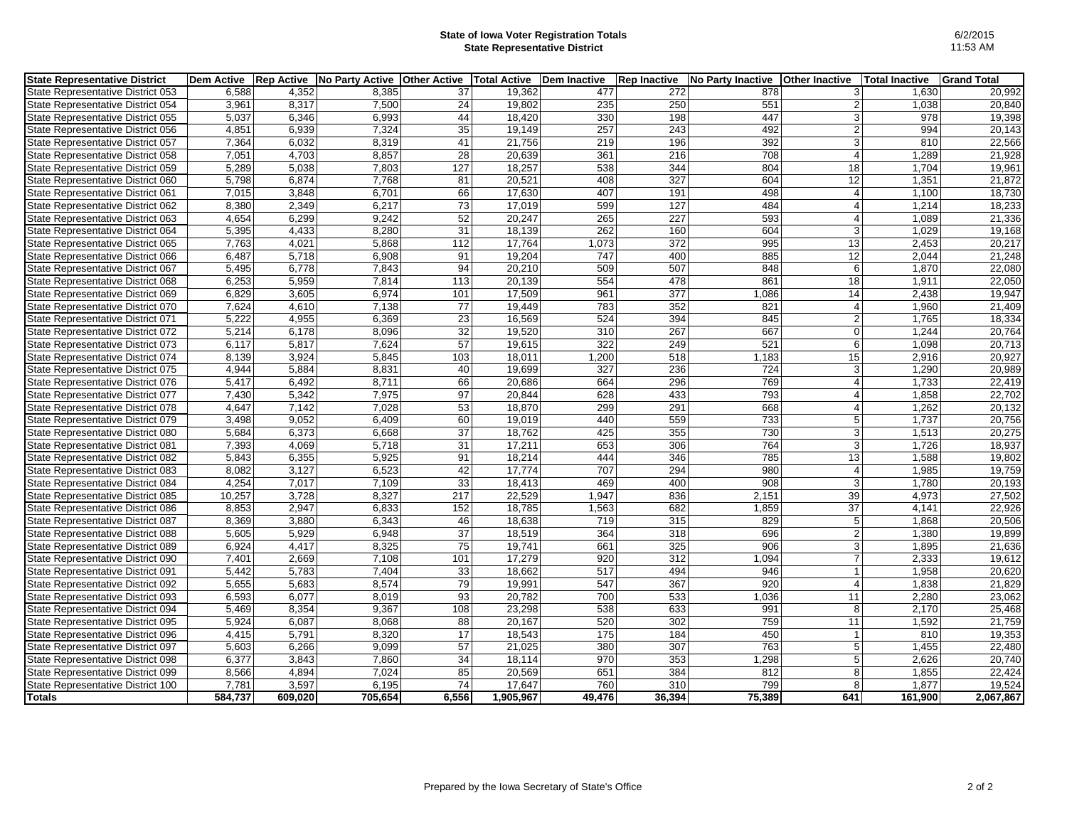**State of Iowa Voter Registration Totals**
**State Representative District**

6/2/2015
11:53 AM

| State Representative District | Dem Active | Rep Active | No Party Active | Other Active | Total Active | Dem Inactive | Rep Inactive | No Party Inactive | Other Inactive | Total Inactive | Grand Total |
|---|---|---|---|---|---|---|---|---|---|---|---|
| State Representative District 053 | 6,588 | 4,352 | 8,385 | 37 | 19,362 | 477 | 272 | 878 | 3 | 1,630 | 20,992 |
| State Representative District 054 | 3,961 | 8,317 | 7,500 | 24 | 19,802 | 235 | 250 | 551 | 2 | 1,038 | 20,840 |
| State Representative District 055 | 5,037 | 6,346 | 6,993 | 44 | 18,420 | 330 | 198 | 447 | 3 | 978 | 19,398 |
| State Representative District 056 | 4,851 | 6,939 | 7,324 | 35 | 19,149 | 257 | 243 | 492 | 2 | 994 | 20,143 |
| State Representative District 057 | 7,364 | 6,032 | 8,319 | 41 | 21,756 | 219 | 196 | 392 | 3 | 810 | 22,566 |
| State Representative District 058 | 7,051 | 4,703 | 8,857 | 28 | 20,639 | 361 | 216 | 708 | 4 | 1,289 | 21,928 |
| State Representative District 059 | 5,289 | 5,038 | 7,803 | 127 | 18,257 | 538 | 344 | 804 | 18 | 1,704 | 19,961 |
| State Representative District 060 | 5,798 | 6,874 | 7,768 | 81 | 20,521 | 408 | 327 | 604 | 12 | 1,351 | 21,872 |
| State Representative District 061 | 7,015 | 3,848 | 6,701 | 66 | 17,630 | 407 | 191 | 498 | 4 | 1,100 | 18,730 |
| State Representative District 062 | 8,380 | 2,349 | 6,217 | 73 | 17,019 | 599 | 127 | 484 | 4 | 1,214 | 18,233 |
| State Representative District 063 | 4,654 | 6,299 | 9,242 | 52 | 20,247 | 265 | 227 | 593 | 4 | 1,089 | 21,336 |
| State Representative District 064 | 5,395 | 4,433 | 8,280 | 31 | 18,139 | 262 | 160 | 604 | 3 | 1,029 | 19,168 |
| State Representative District 065 | 7,763 | 4,021 | 5,868 | 112 | 17,764 | 1,073 | 372 | 995 | 13 | 2,453 | 20,217 |
| State Representative District 066 | 6,487 | 5,718 | 6,908 | 91 | 19,204 | 747 | 400 | 885 | 12 | 2,044 | 21,248 |
| State Representative District 067 | 5,495 | 6,778 | 7,843 | 94 | 20,210 | 509 | 507 | 848 | 6 | 1,870 | 22,080 |
| State Representative District 068 | 6,253 | 5,959 | 7,814 | 113 | 20,139 | 554 | 478 | 861 | 18 | 1,911 | 22,050 |
| State Representative District 069 | 6,829 | 3,605 | 6,974 | 101 | 17,509 | 961 | 377 | 1,086 | 14 | 2,438 | 19,947 |
| State Representative District 070 | 7,624 | 4,610 | 7,138 | 77 | 19,449 | 783 | 352 | 821 | 4 | 1,960 | 21,409 |
| State Representative District 071 | 5,222 | 4,955 | 6,369 | 23 | 16,569 | 524 | 394 | 845 | 2 | 1,765 | 18,334 |
| State Representative District 072 | 5,214 | 6,178 | 8,096 | 32 | 19,520 | 310 | 267 | 667 | 0 | 1,244 | 20,764 |
| State Representative District 073 | 6,117 | 5,817 | 7,624 | 57 | 19,615 | 322 | 249 | 521 | 6 | 1,098 | 20,713 |
| State Representative District 074 | 8,139 | 3,924 | 5,845 | 103 | 18,011 | 1,200 | 518 | 1,183 | 15 | 2,916 | 20,927 |
| State Representative District 075 | 4,944 | 5,884 | 8,831 | 40 | 19,699 | 327 | 236 | 724 | 3 | 1,290 | 20,989 |
| State Representative District 076 | 5,417 | 6,492 | 8,711 | 66 | 20,686 | 664 | 296 | 769 | 4 | 1,733 | 22,419 |
| State Representative District 077 | 7,430 | 5,342 | 7,975 | 97 | 20,844 | 628 | 433 | 793 | 4 | 1,858 | 22,702 |
| State Representative District 078 | 4,647 | 7,142 | 7,028 | 53 | 18,870 | 299 | 291 | 668 | 4 | 1,262 | 20,132 |
| State Representative District 079 | 3,498 | 9,052 | 6,409 | 60 | 19,019 | 440 | 559 | 733 | 5 | 1,737 | 20,756 |
| State Representative District 080 | 5,684 | 6,373 | 6,668 | 37 | 18,762 | 425 | 355 | 730 | 3 | 1,513 | 20,275 |
| State Representative District 081 | 7,393 | 4,069 | 5,718 | 31 | 17,211 | 653 | 306 | 764 | 3 | 1,726 | 18,937 |
| State Representative District 082 | 5,843 | 6,355 | 5,925 | 91 | 18,214 | 444 | 346 | 785 | 13 | 1,588 | 19,802 |
| State Representative District 083 | 8,082 | 3,127 | 6,523 | 42 | 17,774 | 707 | 294 | 980 | 4 | 1,985 | 19,759 |
| State Representative District 084 | 4,254 | 7,017 | 7,109 | 33 | 18,413 | 469 | 400 | 908 | 3 | 1,780 | 20,193 |
| State Representative District 085 | 10,257 | 3,728 | 8,327 | 217 | 22,529 | 1,947 | 836 | 2,151 | 39 | 4,973 | 27,502 |
| State Representative District 086 | 8,853 | 2,947 | 6,833 | 152 | 18,785 | 1,563 | 682 | 1,859 | 37 | 4,141 | 22,926 |
| State Representative District 087 | 8,369 | 3,880 | 6,343 | 46 | 18,638 | 719 | 315 | 829 | 5 | 1,868 | 20,506 |
| State Representative District 088 | 5,605 | 5,929 | 6,948 | 37 | 18,519 | 364 | 318 | 696 | 2 | 1,380 | 19,899 |
| State Representative District 089 | 6,924 | 4,417 | 8,325 | 75 | 19,741 | 661 | 325 | 906 | 3 | 1,895 | 21,636 |
| State Representative District 090 | 7,401 | 2,669 | 7,108 | 101 | 17,279 | 920 | 312 | 1,094 | 7 | 2,333 | 19,612 |
| State Representative District 091 | 5,442 | 5,783 | 7,404 | 33 | 18,662 | 517 | 494 | 946 | 1 | 1,958 | 20,620 |
| State Representative District 092 | 5,655 | 5,683 | 8,574 | 79 | 19,991 | 547 | 367 | 920 | 4 | 1,838 | 21,829 |
| State Representative District 093 | 6,593 | 6,077 | 8,019 | 93 | 20,782 | 700 | 533 | 1,036 | 11 | 2,280 | 23,062 |
| State Representative District 094 | 5,469 | 8,354 | 9,367 | 108 | 23,298 | 538 | 633 | 991 | 8 | 2,170 | 25,468 |
| State Representative District 095 | 5,924 | 6,087 | 8,068 | 88 | 20,167 | 520 | 302 | 759 | 11 | 1,592 | 21,759 |
| State Representative District 096 | 4,415 | 5,791 | 8,320 | 17 | 18,543 | 175 | 184 | 450 | 1 | 810 | 19,353 |
| State Representative District 097 | 5,603 | 6,266 | 9,099 | 57 | 21,025 | 380 | 307 | 763 | 5 | 1,455 | 22,480 |
| State Representative District 098 | 6,377 | 3,843 | 7,860 | 34 | 18,114 | 970 | 353 | 1,298 | 5 | 2,626 | 20,740 |
| State Representative District 099 | 8,566 | 4,894 | 7,024 | 85 | 20,569 | 651 | 384 | 812 | 8 | 1,855 | 22,424 |
| State Representative District 100 | 7,781 | 3,597 | 6,195 | 74 | 17,647 | 760 | 310 | 799 | 8 | 1,877 | 19,524 |
| **Totals** | **584,737** | **609,020** | **705,654** | **6,556** | **1,905,967** | **49,476** | **36,394** | **75,389** | **641** | **161,900** | **2,067,867** |

Prepared by the Iowa Secretary of State's Office